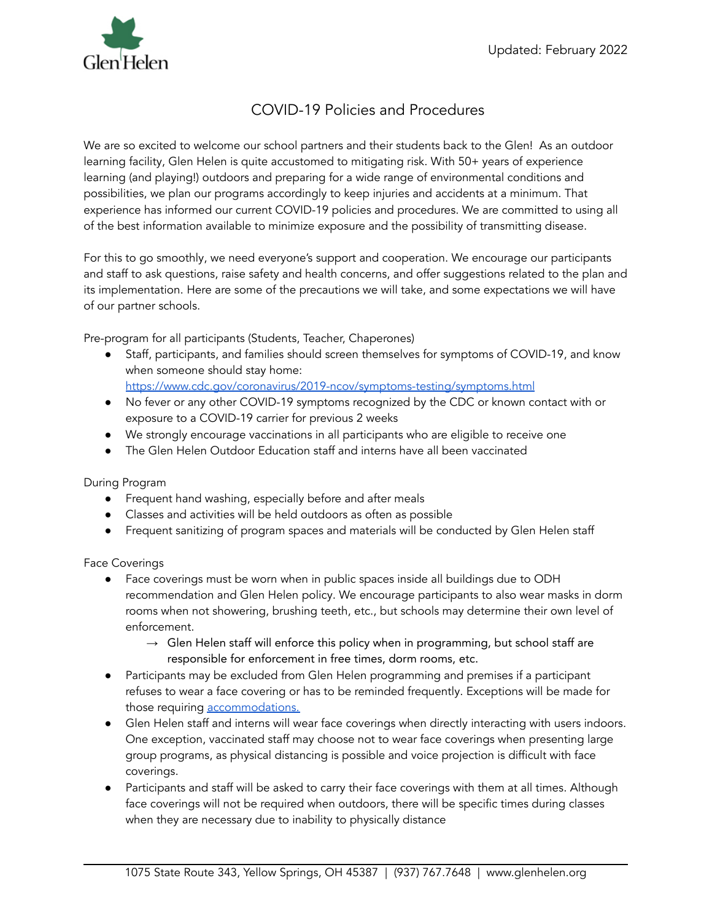Updated: February 2022

# COVID-19 Policies and Procedures

We are so excited to welcome our school partners and their students back to the Glen! As an outdoor learning facility, Glen Helen is quite accustomed to mitigating risk. With 50+ years of experience learning (and playing!) outdoors and preparing for a wide range of environmental conditions and possibilities, we plan our programs accordingly to keep injuries and accidents at a minimum. That experience has informed our current COVID-19 policies and procedures. We are committed to using all of the best information available to minimize exposure and the possibility of transmitting disease.

For this to go smoothly, we need everyone's support and cooperation. We encourage our participants and staff to ask questions, raise safety and health concerns, and offer suggestions related to the plan and its implementation. Here are some of the precautions we will take, and some expectations we will have of our partner schools.

Pre-program for all participants (Students, Teacher, Chaperones)

- Staff, participants, and families should screen themselves for symptoms of COVID-19, and know when someone should stay home: [https://www.cdc.gov/coronavirus/2019-ncov/symptoms-testing/symptoms.html](https://www.cdc.gov/coronavirus/2019-ncov/symptoms-testing/symptoms.html)
- No fever or any other COVID-19 symptoms recognized by the CDC or known contact with or exposure to a COVID-19 carrier for previous 2 weeks
- We strongly encourage vaccinations in all participants who are eligible to receive one
- The Glen Helen Outdoor Education staff and interns have all been vaccinated

During Program

- Frequent hand washing, especially before and after meals
- Classes and activities will be held outdoors as often as possible
- Frequent sanitizing of program spaces and materials will be conducted by Glen Helen staff

Face Coverings

- Face coverings must be worn when in public spaces inside all buildings due to ODH recommendation and Glen Helen policy. We encourage participants to also wear masks in dorm rooms when not showering, brushing teeth, etc., but schools may determine their own level of enforcement.
  - → Glen Helen staff will enforce this policy when in programming, but school staff are responsible for enforcement in free times, dorm rooms, etc.
- Participants may be excluded from Glen Helen programming and premises if a participant refuses to wear a face covering or has to be reminded frequently. Exceptions will be made for those requiring accommodations.
- Glen Helen staff and interns will wear face coverings when directly interacting with users indoors. One exception, vaccinated staff may choose not to wear face coverings when presenting large group programs, as physical distancing is possible and voice projection is difficult with face coverings.
- Participants and staff will be asked to carry their face coverings with them at all times. Although face coverings will not be required when outdoors, there will be specific times during classes when they are necessary due to inability to physically distance

1075 State Route 343, Yellow Springs, OH 45387 | (937) 767.7648 | www.glenhelen.org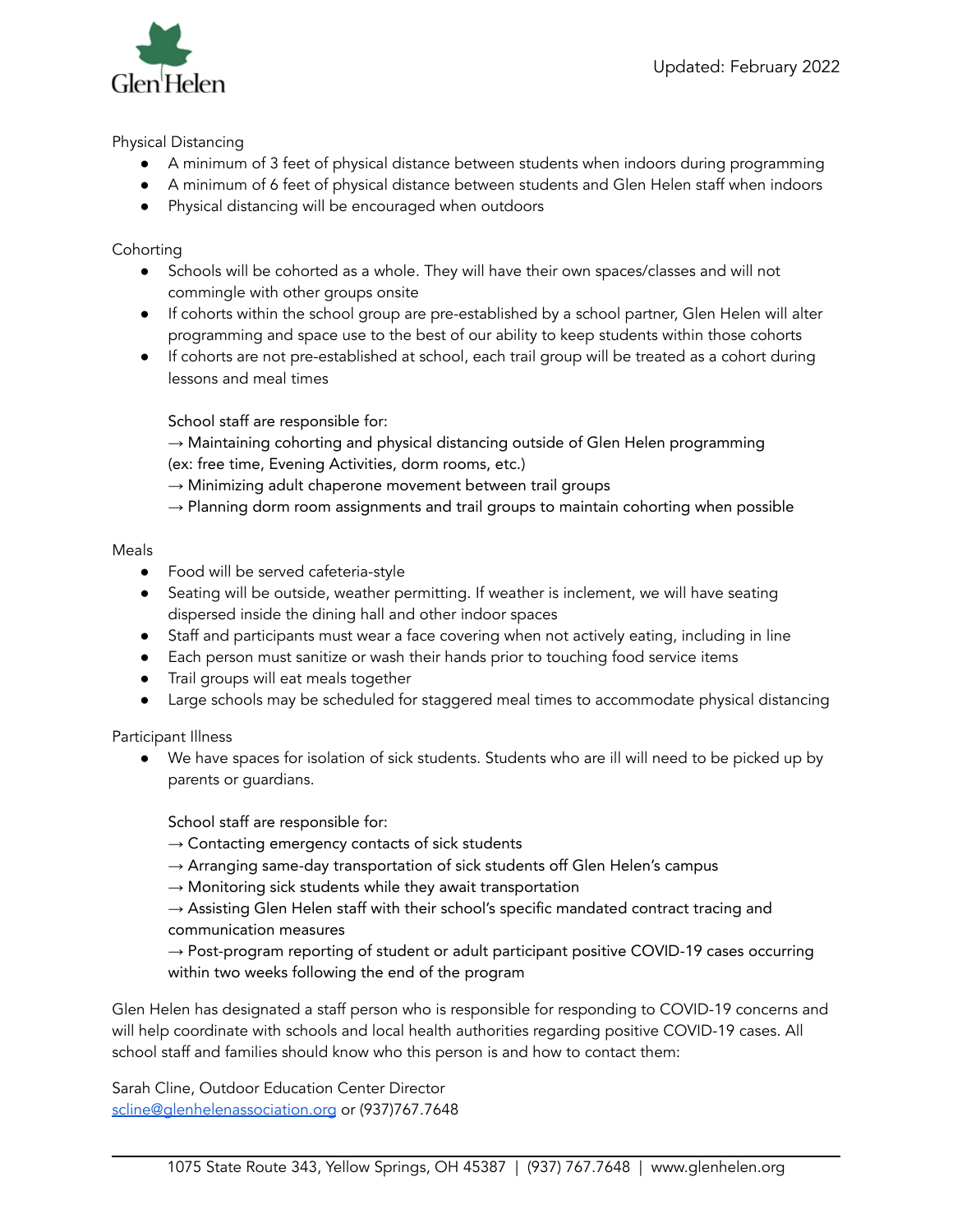Physical Distancing

- A minimum of 3 feet of physical distance between students when indoors during programming
- A minimum of 6 feet of physical distance between students and Glen Helen staff when indoors
- Physical distancing will be encouraged when outdoors

Cohorting

- Schools will be cohorted as a whole. They will have their own spaces/classes and will not commingle with other groups onsite
- If cohorts within the school group are pre-established by a school partner, Glen Helen will alter programming and space use to the best of our ability to keep students within those cohorts
- If cohorts are not pre-established at school, each trail group will be treated as a cohort during lessons and meal times

School staff are responsible for:
→ Maintaining cohorting and physical distancing outside of Glen Helen programming (ex: free time, Evening Activities, dorm rooms, etc.)
→ Minimizing adult chaperone movement between trail groups
→ Planning dorm room assignments and trail groups to maintain cohorting when possible

Meals

- Food will be served cafeteria-style
- Seating will be outside, weather permitting. If weather is inclement, we will have seating dispersed inside the dining hall and other indoor spaces
- Staff and participants must wear a face covering when not actively eating, including in line
- Each person must sanitize or wash their hands prior to touching food service items
- Trail groups will eat meals together
- Large schools may be scheduled for staggered meal times to accommodate physical distancing

Participant Illness

- We have spaces for isolation of sick students. Students who are ill will need to be picked up by parents or guardians.

School staff are responsible for:
→ Contacting emergency contacts of sick students
→ Arranging same-day transportation of sick students off Glen Helen's campus
→ Monitoring sick students while they await transportation
→ Assisting Glen Helen staff with their school's specific mandated contract tracing and communication measures
→ Post-program reporting of student or adult participant positive COVID-19 cases occurring within two weeks following the end of the program

Glen Helen has designated a staff person who is responsible for responding to COVID-19 concerns and will help coordinate with schools and local health authorities regarding positive COVID-19 cases. All school staff and families should know who this person is and how to contact them:

Sarah Cline, Outdoor Education Center Director
scline@glenhelenassociation.org or (937)767.7648